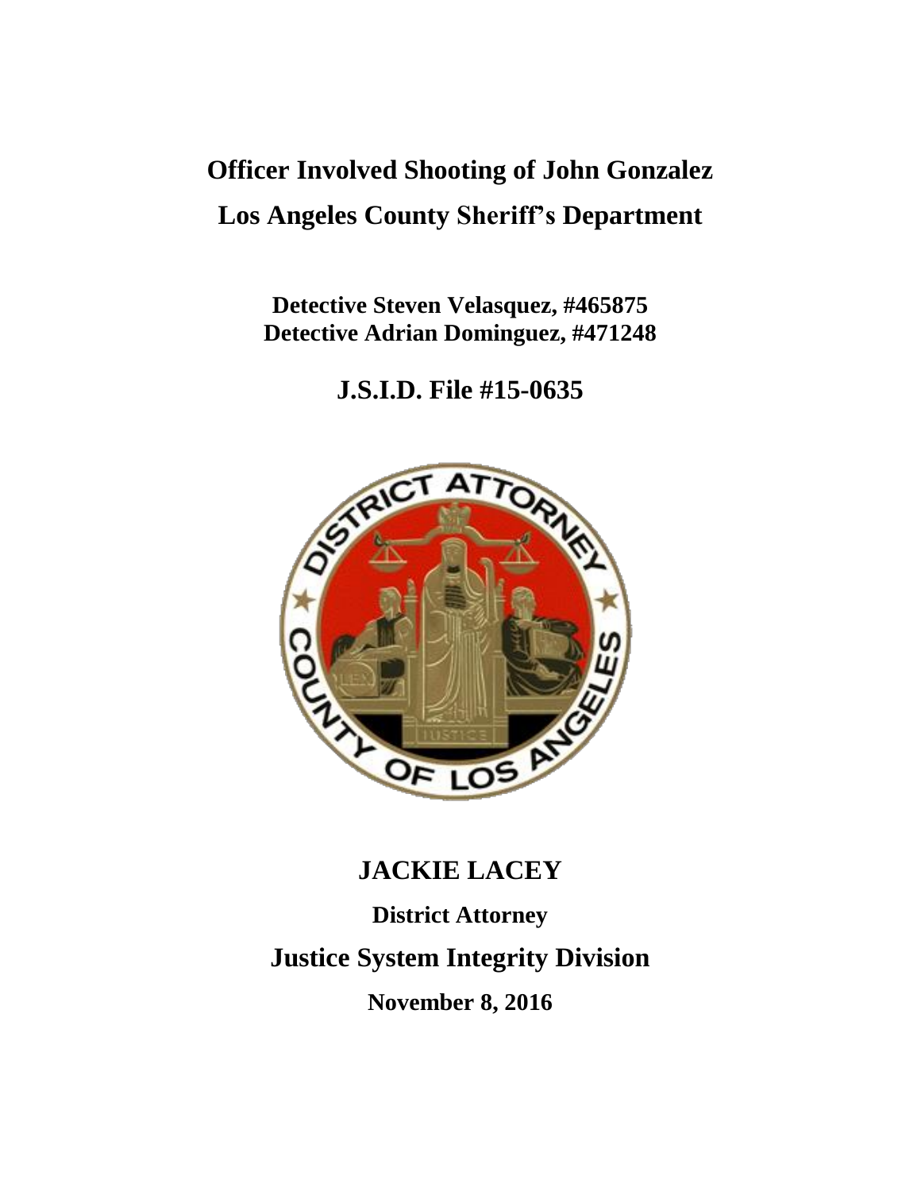# Officer Involved Shooting of John Gonzalez

# Los Angeles County Sheriff's Department

**Detective Steven Velasquez, #465875**
**Detective Adrian Dominguez, #471248**

## J.S.I.D. File #15-0635

## JACKIE LACEY

**District Attorney**

## Justice System Integrity Division

**November 8, 2016**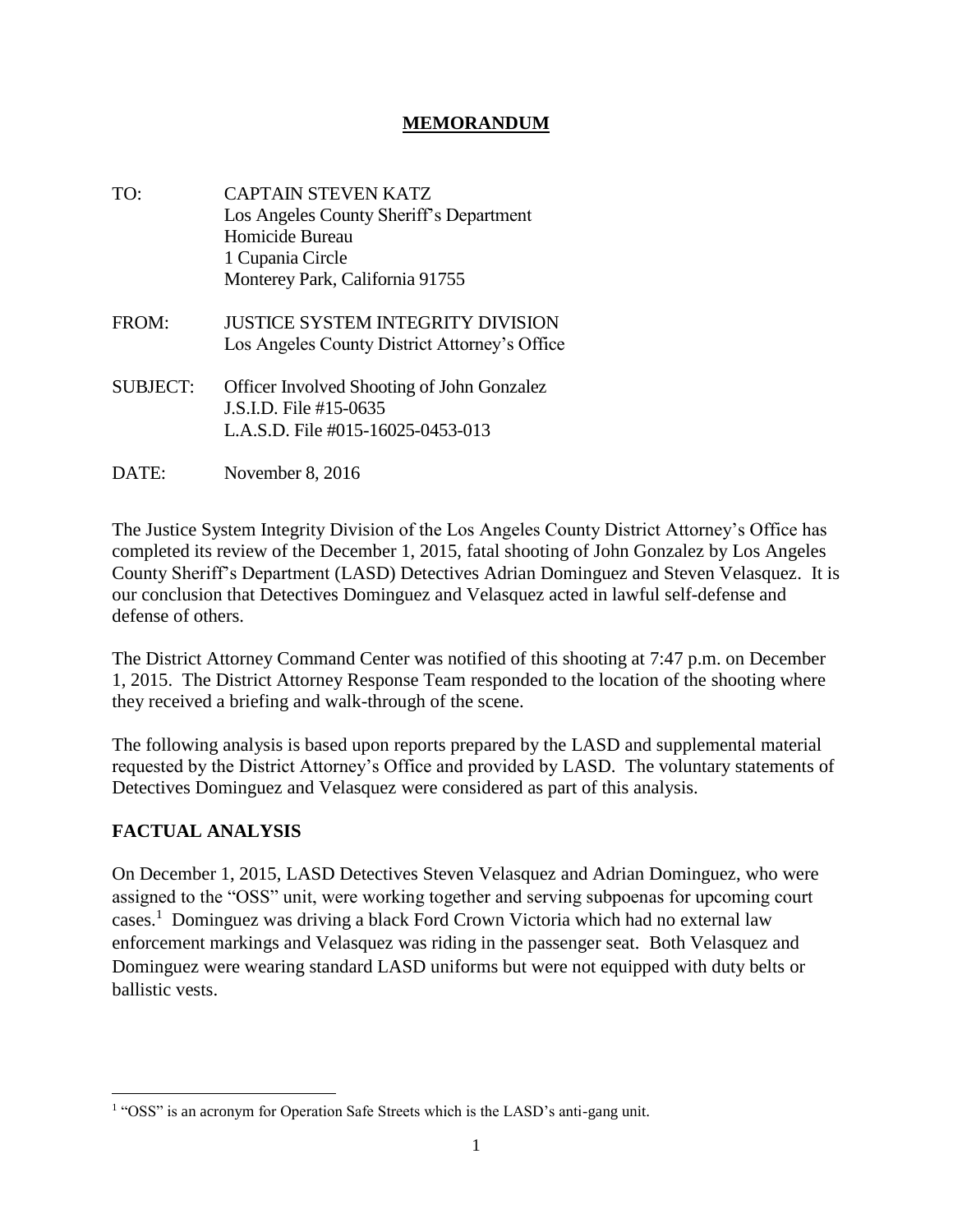# MEMORANDUM

TO: CAPTAIN STEVEN KATZ
Los Angeles County Sheriff's Department
Homicide Bureau
1 Cupania Circle
Monterey Park, California 91755

FROM: JUSTICE SYSTEM INTEGRITY DIVISION
Los Angeles County District Attorney's Office

SUBJECT: Officer Involved Shooting of John Gonzalez
J.S.I.D. File #15-0635
L.A.S.D. File #015-16025-0453-013

DATE: November 8, 2016

The Justice System Integrity Division of the Los Angeles County District Attorney's Office has completed its review of the December 1, 2015, fatal shooting of John Gonzalez by Los Angeles County Sheriff's Department (LASD) Detectives Adrian Dominguez and Steven Velasquez. It is our conclusion that Detectives Dominguez and Velasquez acted in lawful self-defense and defense of others.

The District Attorney Command Center was notified of this shooting at 7:47 p.m. on December 1, 2015. The District Attorney Response Team responded to the location of the shooting where they received a briefing and walk-through of the scene.

The following analysis is based upon reports prepared by the LASD and supplemental material requested by the District Attorney's Office and provided by LASD. The voluntary statements of Detectives Dominguez and Velasquez were considered as part of this analysis.

## FACTUAL ANALYSIS

On December 1, 2015, LASD Detectives Steven Velasquez and Adrian Dominguez, who were assigned to the "OSS" unit, were working together and serving subpoenas for upcoming court cases.[1] Dominguez was driving a black Ford Crown Victoria which had no external law enforcement markings and Velasquez was riding in the passenger seat. Both Velasquez and Dominguez were wearing standard LASD uniforms but were not equipped with duty belts or ballistic vests.

---

[1] "OSS" is an acronym for Operation Safe Streets which is the LASD's anti-gang unit.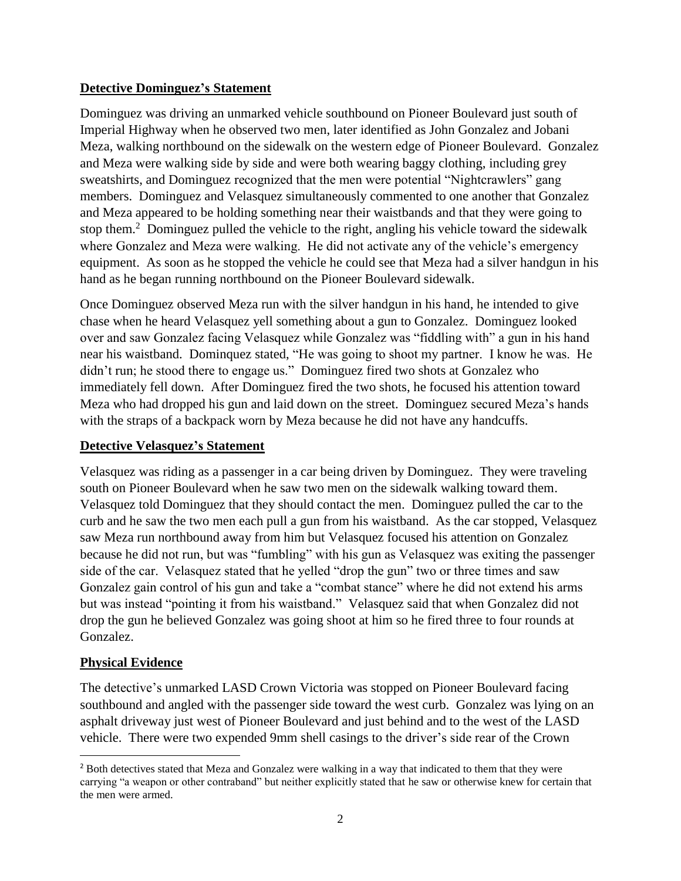## Detective Dominguez's Statement

Dominguez was driving an unmarked vehicle southbound on Pioneer Boulevard just south of Imperial Highway when he observed two men, later identified as John Gonzalez and Jobani Meza, walking northbound on the sidewalk on the western edge of Pioneer Boulevard. Gonzalez and Meza were walking side by side and were both wearing baggy clothing, including grey sweatshirts, and Dominguez recognized that the men were potential "Nightcrawlers" gang members. Dominguez and Velasquez simultaneously commented to one another that Gonzalez and Meza appeared to be holding something near their waistbands and that they were going to stop them.[2] Dominguez pulled the vehicle to the right, angling his vehicle toward the sidewalk where Gonzalez and Meza were walking. He did not activate any of the vehicle's emergency equipment. As soon as he stopped the vehicle he could see that Meza had a silver handgun in his hand as he began running northbound on the Pioneer Boulevard sidewalk.

Once Dominguez observed Meza run with the silver handgun in his hand, he intended to give chase when he heard Velasquez yell something about a gun to Gonzalez. Dominguez looked over and saw Gonzalez facing Velasquez while Gonzalez was "fiddling with" a gun in his hand near his waistband. Dominquez stated, "He was going to shoot my partner. I know he was. He didn't run; he stood there to engage us." Dominguez fired two shots at Gonzalez who immediately fell down. After Dominguez fired the two shots, he focused his attention toward Meza who had dropped his gun and laid down on the street. Dominguez secured Meza's hands with the straps of a backpack worn by Meza because he did not have any handcuffs.

## Detective Velasquez's Statement

Velasquez was riding as a passenger in a car being driven by Dominguez. They were traveling south on Pioneer Boulevard when he saw two men on the sidewalk walking toward them. Velasquez told Dominguez that they should contact the men. Dominguez pulled the car to the curb and he saw the two men each pull a gun from his waistband. As the car stopped, Velasquez saw Meza run northbound away from him but Velasquez focused his attention on Gonzalez because he did not run, but was "fumbling" with his gun as Velasquez was exiting the passenger side of the car. Velasquez stated that he yelled "drop the gun" two or three times and saw Gonzalez gain control of his gun and take a "combat stance" where he did not extend his arms but was instead "pointing it from his waistband." Velasquez said that when Gonzalez did not drop the gun he believed Gonzalez was going shoot at him so he fired three to four rounds at Gonzalez.

## Physical Evidence

The detective's unmarked LASD Crown Victoria was stopped on Pioneer Boulevard facing southbound and angled with the passenger side toward the west curb. Gonzalez was lying on an asphalt driveway just west of Pioneer Boulevard and just behind and to the west of the LASD vehicle. There were two expended 9mm shell casings to the driver's side rear of the Crown

[2] Both detectives stated that Meza and Gonzalez were walking in a way that indicated to them that they were carrying "a weapon or other contraband" but neither explicitly stated that he saw or otherwise knew for certain that the men were armed.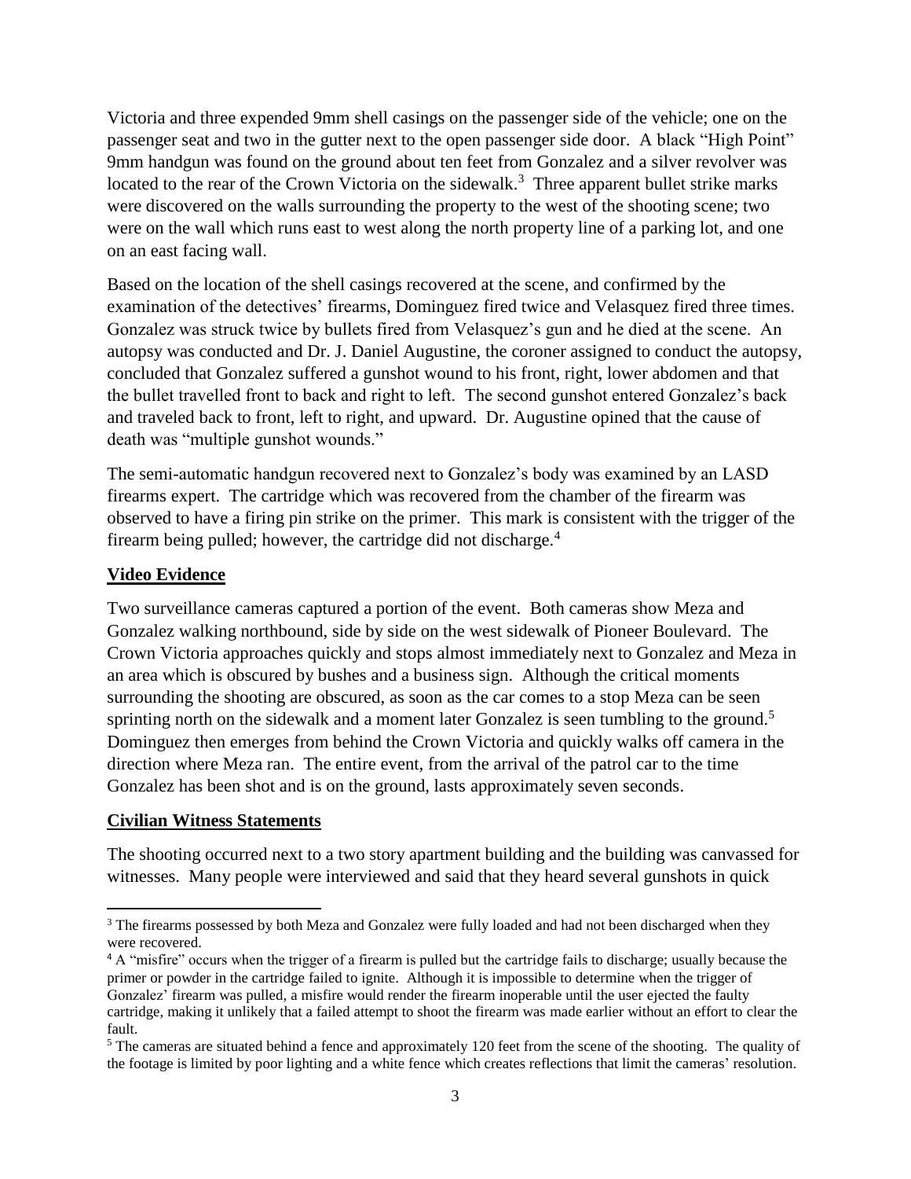Victoria and three expended 9mm shell casings on the passenger side of the vehicle; one on the passenger seat and two in the gutter next to the open passenger side door. A black "High Point" 9mm handgun was found on the ground about ten feet from Gonzalez and a silver revolver was located to the rear of the Crown Victoria on the sidewalk.[3] Three apparent bullet strike marks were discovered on the walls surrounding the property to the west of the shooting scene; two were on the wall which runs east to west along the north property line of a parking lot, and one on an east facing wall.

Based on the location of the shell casings recovered at the scene, and confirmed by the examination of the detectives' firearms, Dominguez fired twice and Velasquez fired three times. Gonzalez was struck twice by bullets fired from Velasquez's gun and he died at the scene. An autopsy was conducted and Dr. J. Daniel Augustine, the coroner assigned to conduct the autopsy, concluded that Gonzalez suffered a gunshot wound to his front, right, lower abdomen and that the bullet travelled front to back and right to left. The second gunshot entered Gonzalez's back and traveled back to front, left to right, and upward. Dr. Augustine opined that the cause of death was "multiple gunshot wounds."

The semi-automatic handgun recovered next to Gonzalez's body was examined by an LASD firearms expert. The cartridge which was recovered from the chamber of the firearm was observed to have a firing pin strike on the primer. This mark is consistent with the trigger of the firearm being pulled; however, the cartridge did not discharge.[4]

## Video Evidence

Two surveillance cameras captured a portion of the event. Both cameras show Meza and Gonzalez walking northbound, side by side on the west sidewalk of Pioneer Boulevard. The Crown Victoria approaches quickly and stops almost immediately next to Gonzalez and Meza in an area which is obscured by bushes and a business sign. Although the critical moments surrounding the shooting are obscured, as soon as the car comes to a stop Meza can be seen sprinting north on the sidewalk and a moment later Gonzalez is seen tumbling to the ground.[5] Dominguez then emerges from behind the Crown Victoria and quickly walks off camera in the direction where Meza ran. The entire event, from the arrival of the patrol car to the time Gonzalez has been shot and is on the ground, lasts approximately seven seconds.

## Civilian Witness Statements

The shooting occurred next to a two story apartment building and the building was canvassed for witnesses. Many people were interviewed and said that they heard several gunshots in quick

---

[3] The firearms possessed by both Meza and Gonzalez were fully loaded and had not been discharged when they were recovered.

[4] A "misfire" occurs when the trigger of a firearm is pulled but the cartridge fails to discharge; usually because the primer or powder in the cartridge failed to ignite. Although it is impossible to determine when the trigger of Gonzalez' firearm was pulled, a misfire would render the firearm inoperable until the user ejected the faulty cartridge, making it unlikely that a failed attempt to shoot the firearm was made earlier without an effort to clear the fault.

[5] The cameras are situated behind a fence and approximately 120 feet from the scene of the shooting. The quality of the footage is limited by poor lighting and a white fence which creates reflections that limit the cameras' resolution.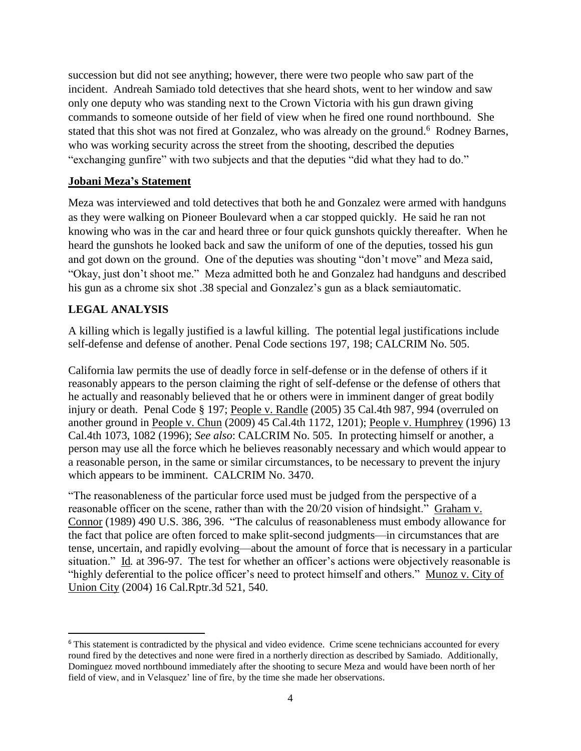succession but did not see anything; however, there were two people who saw part of the incident. Andreah Samiado told detectives that she heard shots, went to her window and saw only one deputy who was standing next to the Crown Victoria with his gun drawn giving commands to someone outside of her field of view when he fired one round northbound. She stated that this shot was not fired at Gonzalez, who was already on the ground.[6] Rodney Barnes, who was working security across the street from the shooting, described the deputies "exchanging gunfire" with two subjects and that the deputies "did what they had to do."

**Jobani Meza's Statement**

Meza was interviewed and told detectives that both he and Gonzalez were armed with handguns as they were walking on Pioneer Boulevard when a car stopped quickly. He said he ran not knowing who was in the car and heard three or four quick gunshots quickly thereafter. When he heard the gunshots he looked back and saw the uniform of one of the deputies, tossed his gun and got down on the ground. One of the deputies was shouting "don't move" and Meza said, "Okay, just don't shoot me." Meza admitted both he and Gonzalez had handguns and described his gun as a chrome six shot .38 special and Gonzalez's gun as a black semiautomatic.

## LEGAL ANALYSIS

A killing which is legally justified is a lawful killing. The potential legal justifications include self-defense and defense of another. Penal Code sections 197, 198; CALCRIM No. 505.

California law permits the use of deadly force in self-defense or in the defense of others if it reasonably appears to the person claiming the right of self-defense or the defense of others that he actually and reasonably believed that he or others were in imminent danger of great bodily injury or death. Penal Code § 197; People v. Randle (2005) 35 Cal.4th 987, 994 (overruled on another ground in People v. Chun (2009) 45 Cal.4th 1172, 1201); People v. Humphrey (1996) 13 Cal.4th 1073, 1082 (1996); *See also*: CALCRIM No. 505. In protecting himself or another, a person may use all the force which he believes reasonably necessary and which would appear to a reasonable person, in the same or similar circumstances, to be necessary to prevent the injury which appears to be imminent. CALCRIM No. 3470.

"The reasonableness of the particular force used must be judged from the perspective of a reasonable officer on the scene, rather than with the 20/20 vision of hindsight." Graham v. Connor (1989) 490 U.S. 386, 396. "The calculus of reasonableness must embody allowance for the fact that police are often forced to make split-second judgments—in circumstances that are tense, uncertain, and rapidly evolving—about the amount of force that is necessary in a particular situation." Id. at 396-97. The test for whether an officer's actions were objectively reasonable is "highly deferential to the police officer's need to protect himself and others." Munoz v. City of Union City (2004) 16 Cal.Rptr.3d 521, 540.

---

[6] This statement is contradicted by the physical and video evidence. Crime scene technicians accounted for every round fired by the detectives and none were fired in a northerly direction as described by Samiado. Additionally, Dominguez moved northbound immediately after the shooting to secure Meza and would have been north of her field of view, and in Velasquez' line of fire, by the time she made her observations.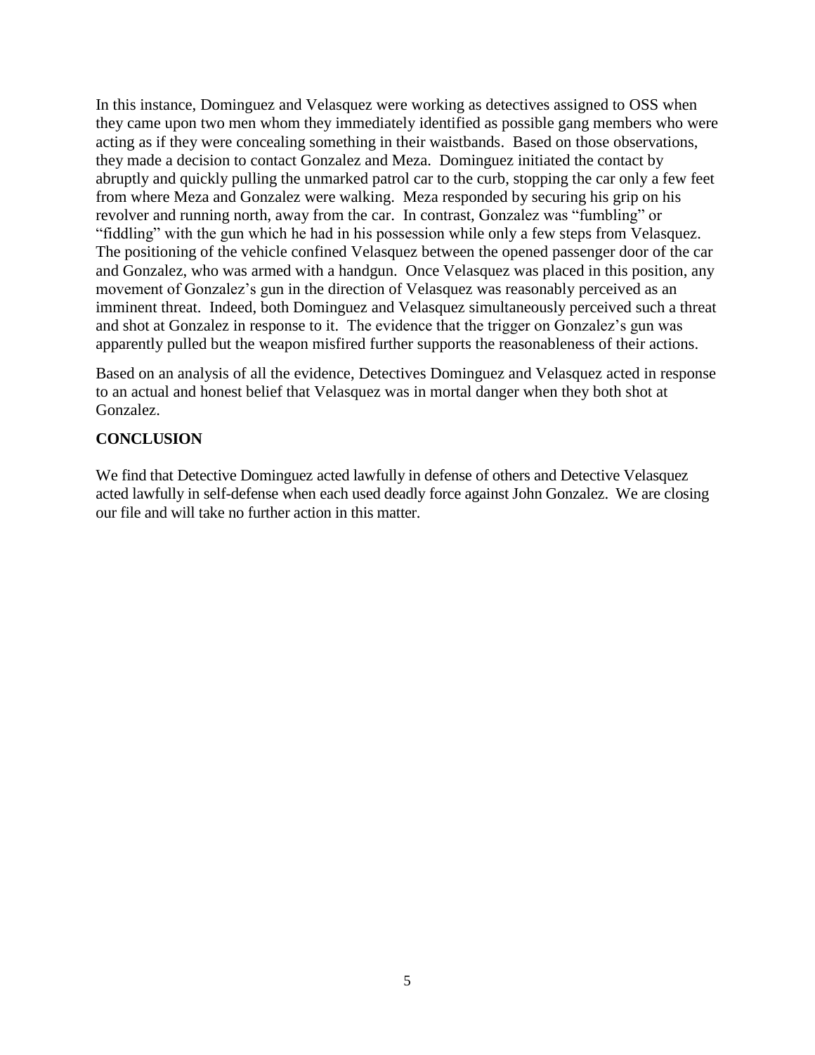In this instance, Dominguez and Velasquez were working as detectives assigned to OSS when they came upon two men whom they immediately identified as possible gang members who were acting as if they were concealing something in their waistbands. Based on those observations, they made a decision to contact Gonzalez and Meza. Dominguez initiated the contact by abruptly and quickly pulling the unmarked patrol car to the curb, stopping the car only a few feet from where Meza and Gonzalez were walking. Meza responded by securing his grip on his revolver and running north, away from the car. In contrast, Gonzalez was "fumbling" or "fiddling" with the gun which he had in his possession while only a few steps from Velasquez. The positioning of the vehicle confined Velasquez between the opened passenger door of the car and Gonzalez, who was armed with a handgun. Once Velasquez was placed in this position, any movement of Gonzalez's gun in the direction of Velasquez was reasonably perceived as an imminent threat. Indeed, both Dominguez and Velasquez simultaneously perceived such a threat and shot at Gonzalez in response to it. The evidence that the trigger on Gonzalez's gun was apparently pulled but the weapon misfired further supports the reasonableness of their actions.

Based on an analysis of all the evidence, Detectives Dominguez and Velasquez acted in response to an actual and honest belief that Velasquez was in mortal danger when they both shot at Gonzalez.

## CONCLUSION

We find that Detective Dominguez acted lawfully in defense of others and Detective Velasquez acted lawfully in self-defense when each used deadly force against John Gonzalez. We are closing our file and will take no further action in this matter.